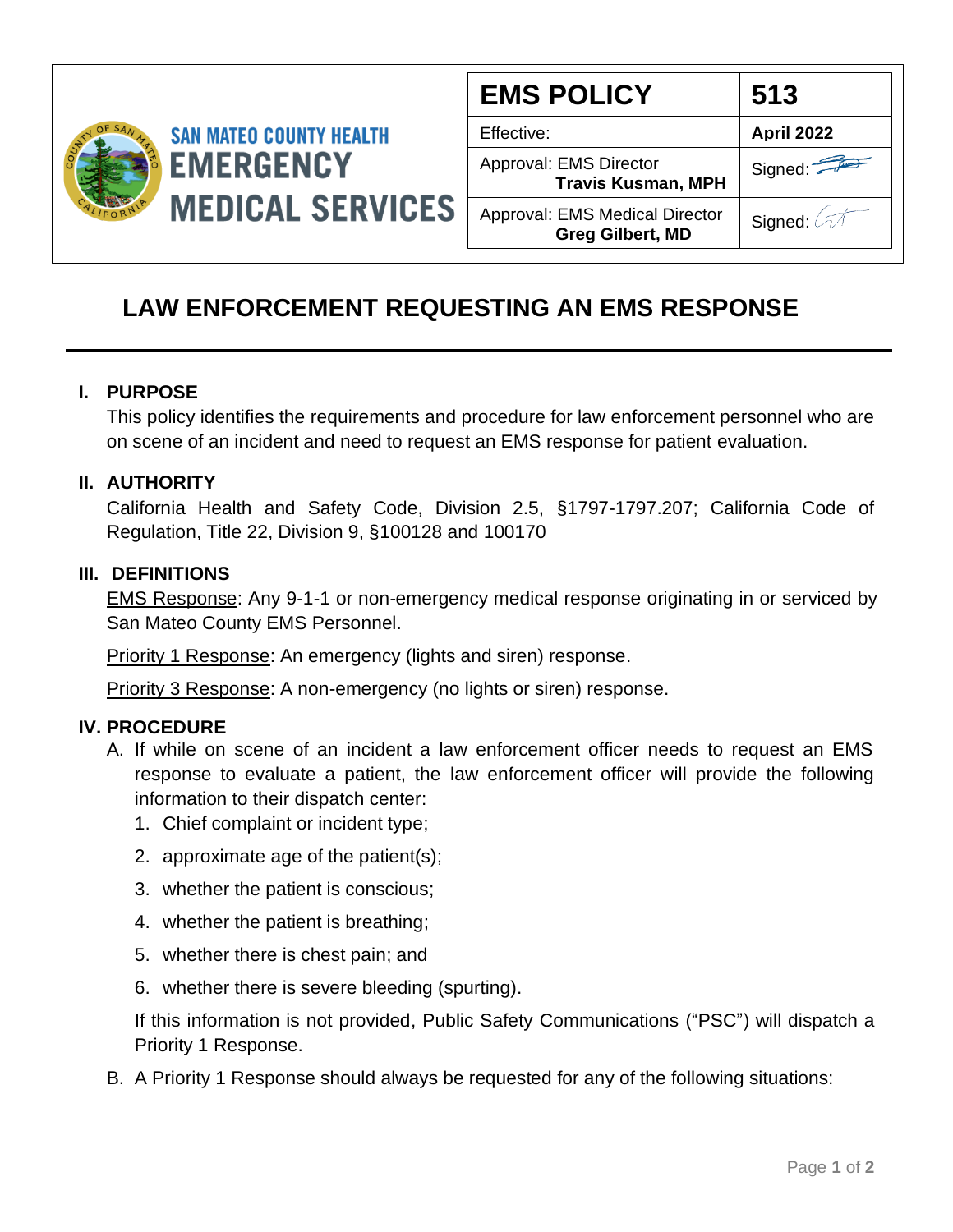SAN MATEO COUNTY HEALTH
EMERGENCY MEDICAL SERVICES

| EMS POLICY | 513 |
|---|---|
| Effective: | **April 2022** |
| Approval: EMS Director **Travis Kusman, MPH** | Signed: |
| Approval: EMS Medical Director **Greg Gilbert, MD** | Signed: |

# LAW ENFORCEMENT REQUESTING AN EMS RESPONSE

## I. PURPOSE

This policy identifies the requirements and procedure for law enforcement personnel who are on scene of an incident and need to request an EMS response for patient evaluation.

## II. AUTHORITY

California Health and Safety Code, Division 2.5, §1797-1797.207; California Code of Regulation, Title 22, Division 9, §100128 and 100170

## III. DEFINITIONS

EMS Response: Any 9-1-1 or non-emergency medical response originating in or serviced by San Mateo County EMS Personnel.

Priority 1 Response: An emergency (lights and siren) response.

Priority 3 Response: A non-emergency (no lights or siren) response.

## IV. PROCEDURE

A. If while on scene of an incident a law enforcement officer needs to request an EMS response to evaluate a patient, the law enforcement officer will provide the following information to their dispatch center:

1. Chief complaint or incident type;
2. approximate age of the patient(s);
3. whether the patient is conscious;
4. whether the patient is breathing;
5. whether there is chest pain; and
6. whether there is severe bleeding (spurting).

If this information is not provided, Public Safety Communications ("PSC") will dispatch a Priority 1 Response.

B. A Priority 1 Response should always be requested for any of the following situations: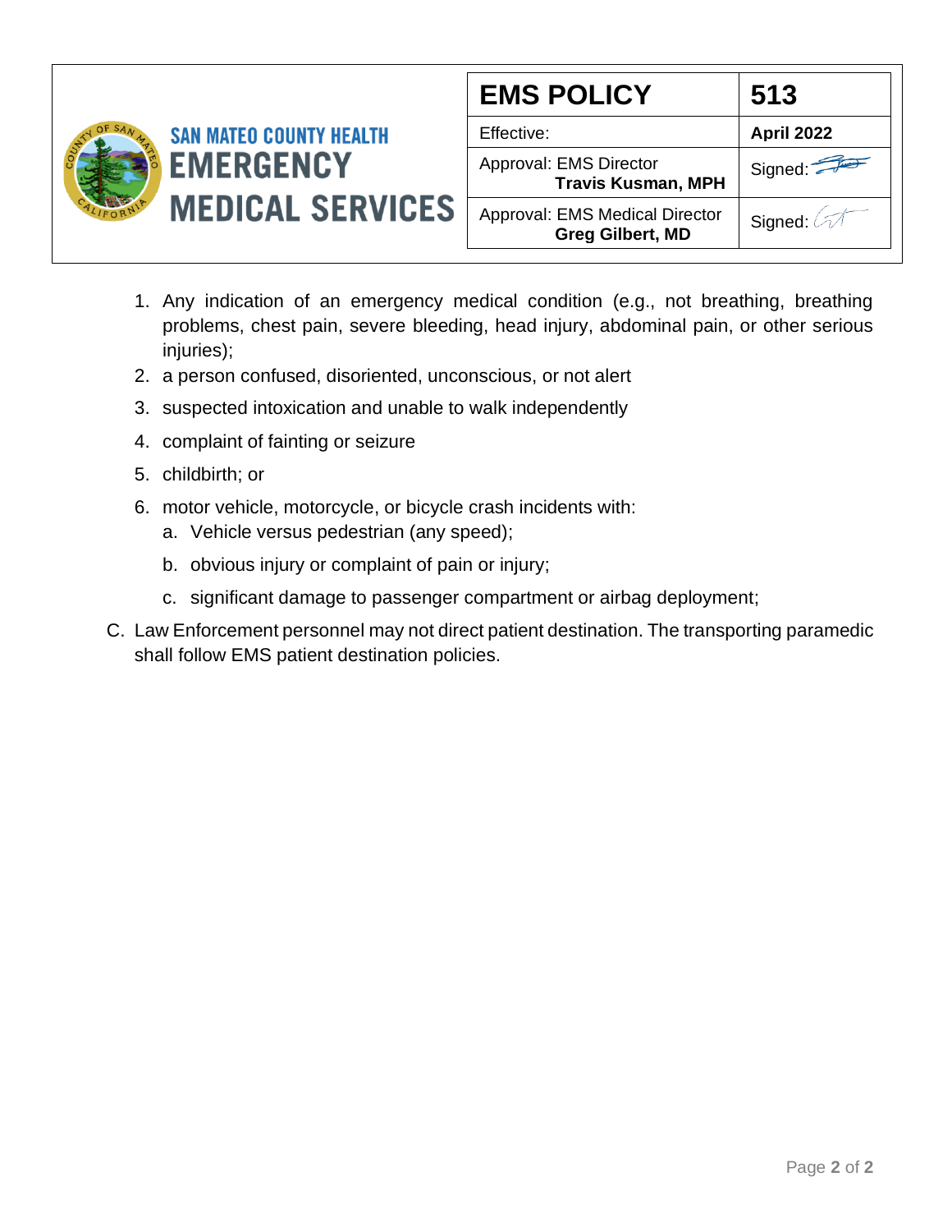1. Any indication of an emergency medical condition (e.g., not breathing, breathing problems, chest pain, severe bleeding, head injury, abdominal pain, or other serious injuries);
2. a person confused, disoriented, unconscious, or not alert
3. suspected intoxication and unable to walk independently
4. complaint of fainting or seizure
5. childbirth; or
6. motor vehicle, motorcycle, or bicycle crash incidents with:
   a. Vehicle versus pedestrian (any speed);
   b. obvious injury or complaint of pain or injury;
   c. significant damage to passenger compartment or airbag deployment;

C. Law Enforcement personnel may not direct patient destination. The transporting paramedic shall follow EMS patient destination policies.